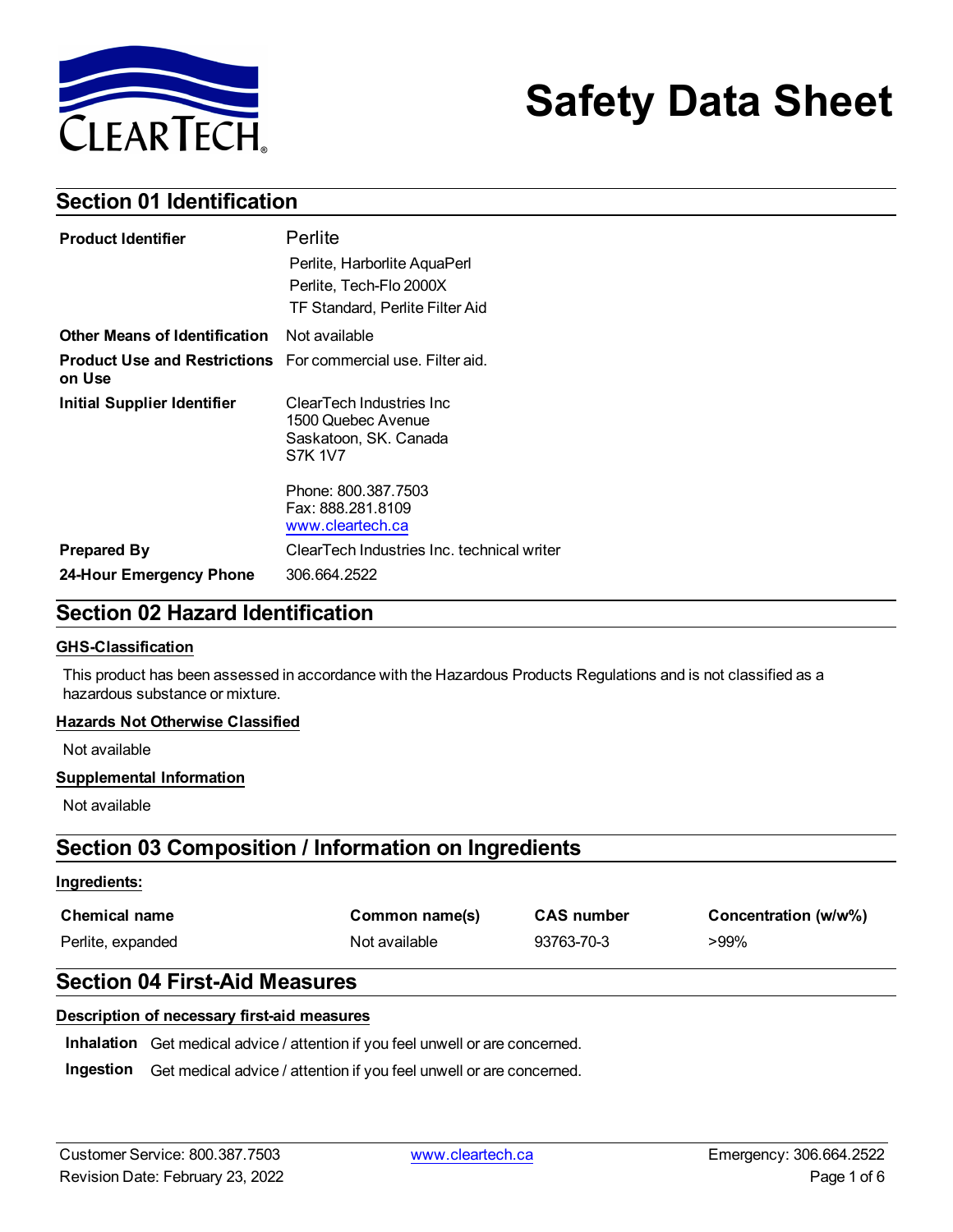# Safety Data Sheet

## Section 01 Identification

| | |
|---|---|
| **Product Identifier** | Perlite<br>Perlite, Harborlite AquaPerl<br>Perlite, Tech-Flo 2000X<br>TF Standard, Perlite Filter Aid |
| **Other Means of Identification** | Not available |
| **Product Use and Restrictions on Use** | For commercial use. Filter aid. |
| **Initial Supplier Identifier** | ClearTech Industries Inc<br>1500 Quebec Avenue<br>Saskatoon, SK. Canada<br>S7K 1V7<br><br>Phone: 800.387.7503<br>Fax: 888.281.8109<br>www.cleartech.ca |
| **Prepared By** | ClearTech Industries Inc. technical writer |
| **24-Hour Emergency Phone** | 306.664.2522 |

## Section 02 Hazard Identification

### GHS-Classification

This product has been assessed in accordance with the Hazardous Products Regulations and is not classified as a hazardous substance or mixture.

### Hazards Not Otherwise Classified

Not available

### Supplemental Information

Not available

## Section 03 Composition / Information on Ingredients

### Ingredients:

| Chemical name | Common name(s) | CAS number | Concentration (w/w%) |
|---|---|---|---|
| Perlite, expanded | Not available | 93763-70-3 | >99% |

## Section 04 First-Aid Measures

### Description of necessary first-aid measures

**Inhalation** Get medical advice / attention if you feel unwell or are concerned.

**Ingestion** Get medical advice / attention if you feel unwell or are concerned.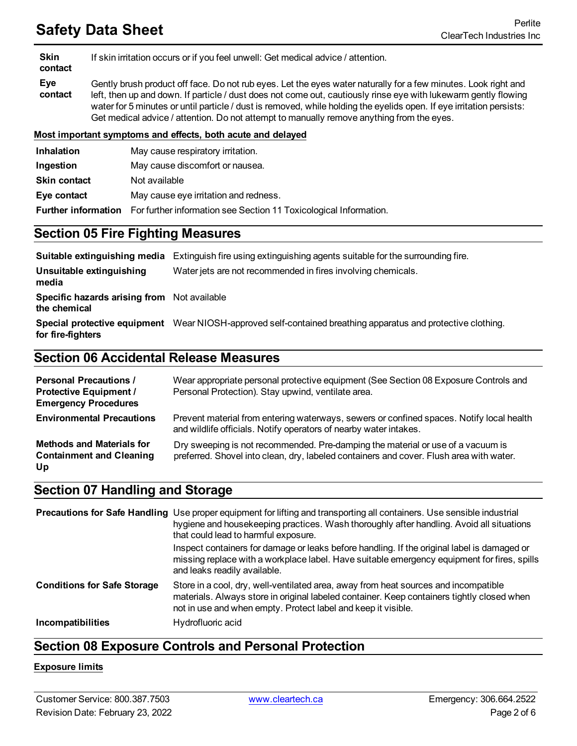| | |
|---|---|
| **Skin contact** | If skin irritation occurs or if you feel unwell: Get medical advice / attention. |
| **Eye contact** | Gently brush product off face. Do not rub eyes. Let the eyes water naturally for a few minutes. Look right and left, then up and down. If particle / dust does not come out, cautiously rinse eye with lukewarm gently flowing water for 5 minutes or until particle / dust is removed, while holding the eyelids open. If eye irritation persists: Get medical advice / attention. Do not attempt to manually remove anything from the eyes. |

**Most important symptoms and effects, both acute and delayed**

| | |
|---|---|
| **Inhalation** | May cause respiratory irritation. |
| **Ingestion** | May cause discomfort or nausea. |
| **Skin contact** | Not available |
| **Eye contact** | May cause eye irritation and redness. |
| **Further information** | For further information see Section 11 Toxicological Information. |

## Section 05 Fire Fighting Measures

| | |
|---|---|
| **Suitable extinguishing media** | Extinguish fire using extinguishing agents suitable for the surrounding fire. |
| **Unsuitable extinguishing media** | Water jets are not recommended in fires involving chemicals. |
| **Specific hazards arising from the chemical** | Not available |
| **Special protective equipment for fire-fighters** | Wear NIOSH-approved self-contained breathing apparatus and protective clothing. |

## Section 06 Accidental Release Measures

| | |
|---|---|
| **Personal Precautions / Protective Equipment / Emergency Procedures** | Wear appropriate personal protective equipment (See Section 08 Exposure Controls and Personal Protection). Stay upwind, ventilate area. |
| **Environmental Precautions** | Prevent material from entering waterways, sewers or confined spaces. Notify local health and wildlife officials. Notify operators of nearby water intakes. |
| **Methods and Materials for Containment and Cleaning Up** | Dry sweeping is not recommended. Pre-damping the material or use of a vacuum is preferred. Shovel into clean, dry, labeled containers and cover. Flush area with water. |

## Section 07 Handling and Storage

| | |
|---|---|
| **Precautions for Safe Handling** | Use proper equipment for lifting and transporting all containers. Use sensible industrial hygiene and housekeeping practices. Wash thoroughly after handling. Avoid all situations that could lead to harmful exposure.<br>Inspect containers for damage or leaks before handling. If the original label is damaged or missing replace with a workplace label. Have suitable emergency equipment for fires, spills and leaks readily available. |
| **Conditions for Safe Storage** | Store in a cool, dry, well-ventilated area, away from heat sources and incompatible materials. Always store in original labeled container. Keep containers tightly closed when not in use and when empty. Protect label and keep it visible. |
| **Incompatibilities** | Hydrofluoric acid |

## Section 08 Exposure Controls and Personal Protection

**Exposure limits**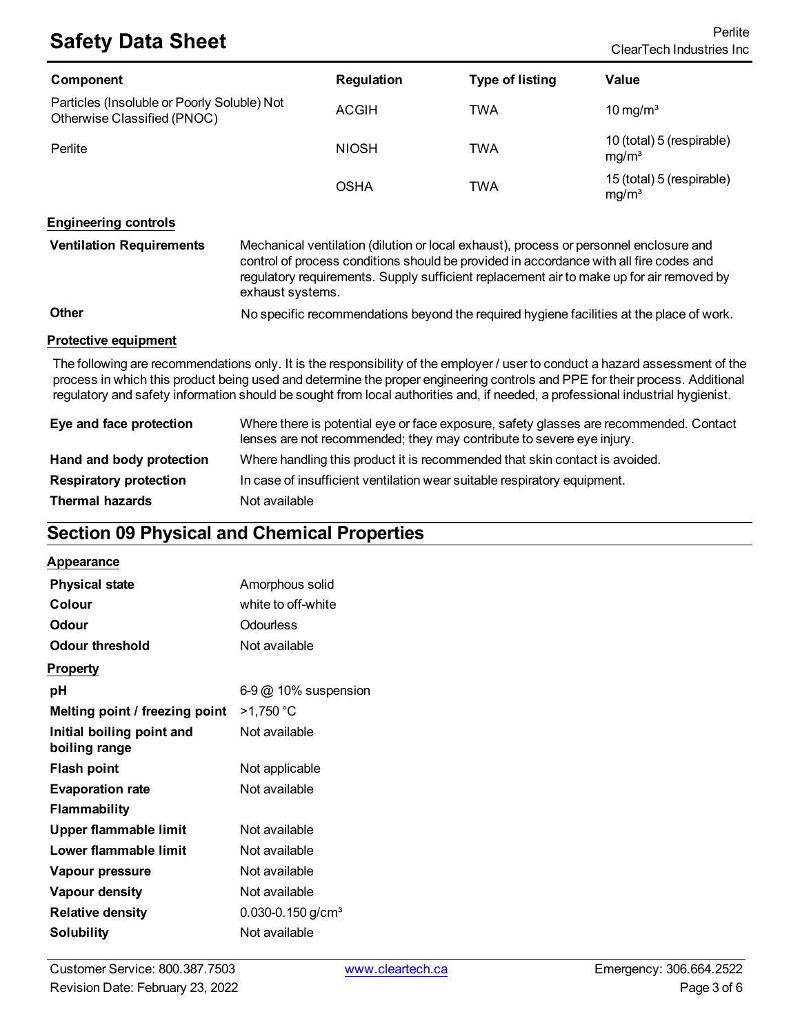| Component | Regulation | Type of listing | Value |
|---|---|---|---|
| Particles (Insoluble or Poorly Soluble) Not Otherwise Classified (PNOC) | ACGIH | TWA | 10 mg/m³ |
| Perlite | NIOSH | TWA | 10 (total) 5 (respirable) mg/m³ |
| | OSHA | TWA | 15 (total) 5 (respirable) mg/m³ |

### Engineering controls

| | |
|---|---|
| **Ventilation Requirements** | Mechanical ventilation (dilution or local exhaust), process or personnel enclosure and control of process conditions should be provided in accordance with all fire codes and regulatory requirements. Supply sufficient replacement air to make up for air removed by exhaust systems. |
| **Other** | No specific recommendations beyond the required hygiene facilities at the place of work. |

### Protective equipment

The following are recommendations only. It is the responsibility of the employer / user to conduct a hazard assessment of the process in which this product being used and determine the proper engineering controls and PPE for their process. Additional regulatory and safety information should be sought from local authorities and, if needed, a professional industrial hygienist.

| | |
|---|---|
| **Eye and face protection** | Where there is potential eye or face exposure, safety glasses are recommended. Contact lenses are not recommended; they may contribute to severe eye injury. |
| **Hand and body protection** | Where handling this product it is recommended that skin contact is avoided. |
| **Respiratory protection** | In case of insufficient ventilation wear suitable respiratory equipment. |
| **Thermal hazards** | Not available |

## Section 09 Physical and Chemical Properties

### Appearance

| | |
|---|---|
| **Physical state** | Amorphous solid |
| **Colour** | white to off-white |
| **Odour** | Odourless |
| **Odour threshold** | Not available |

### Property

| | |
|---|---|
| **pH** | 6-9 @ 10% suspension |
| **Melting point / freezing point** | >1,750 °C |
| **Initial boiling point and boiling range** | Not available |
| **Flash point** | Not applicable |
| **Evaporation rate** | Not available |
| **Flammability** | |
| **Upper flammable limit** | Not available |
| **Lower flammable limit** | Not available |
| **Vapour pressure** | Not available |
| **Vapour density** | Not available |
| **Relative density** | 0.030-0.150 g/cm³ |
| **Solubility** | Not available |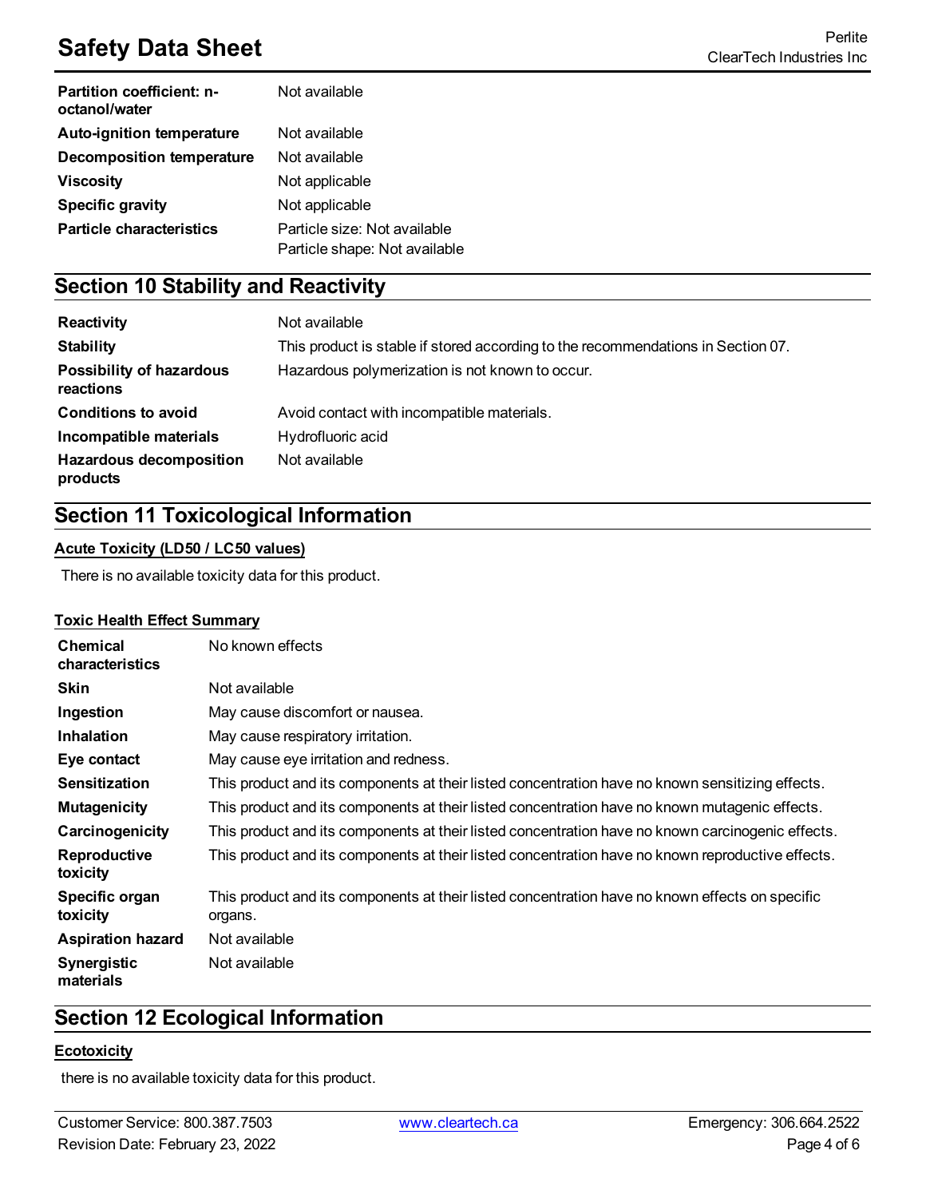| | |
|---|---|
| **Partition coefficient: n-octanol/water** | Not available |
| **Auto-ignition temperature** | Not available |
| **Decomposition temperature** | Not available |
| **Viscosity** | Not applicable |
| **Specific gravity** | Not applicable |
| **Particle characteristics** | Particle size: Not available<br>Particle shape: Not available |

## Section 10 Stability and Reactivity

| | |
|---|---|
| **Reactivity** | Not available |
| **Stability** | This product is stable if stored according to the recommendations in Section 07. |
| **Possibility of hazardous reactions** | Hazardous polymerization is not known to occur. |
| **Conditions to avoid** | Avoid contact with incompatible materials. |
| **Incompatible materials** | Hydrofluoric acid |
| **Hazardous decomposition products** | Not available |

## Section 11 Toxicological Information

**Acute Toxicity (LD50 / LC50 values)**

There is no available toxicity data for this product.

**Toxic Health Effect Summary**

| | |
|---|---|
| **Chemical characteristics** | No known effects |
| **Skin** | Not available |
| **Ingestion** | May cause discomfort or nausea. |
| **Inhalation** | May cause respiratory irritation. |
| **Eye contact** | May cause eye irritation and redness. |
| **Sensitization** | This product and its components at their listed concentration have no known sensitizing effects. |
| **Mutagenicity** | This product and its components at their listed concentration have no known mutagenic effects. |
| **Carcinogenicity** | This product and its components at their listed concentration have no known carcinogenic effects. |
| **Reproductive toxicity** | This product and its components at their listed concentration have no known reproductive effects. |
| **Specific organ toxicity** | This product and its components at their listed concentration have no known effects on specific organs. |
| **Aspiration hazard** | Not available |
| **Synergistic materials** | Not available |

## Section 12 Ecological Information

**Ecotoxicity**

there is no available toxicity data for this product.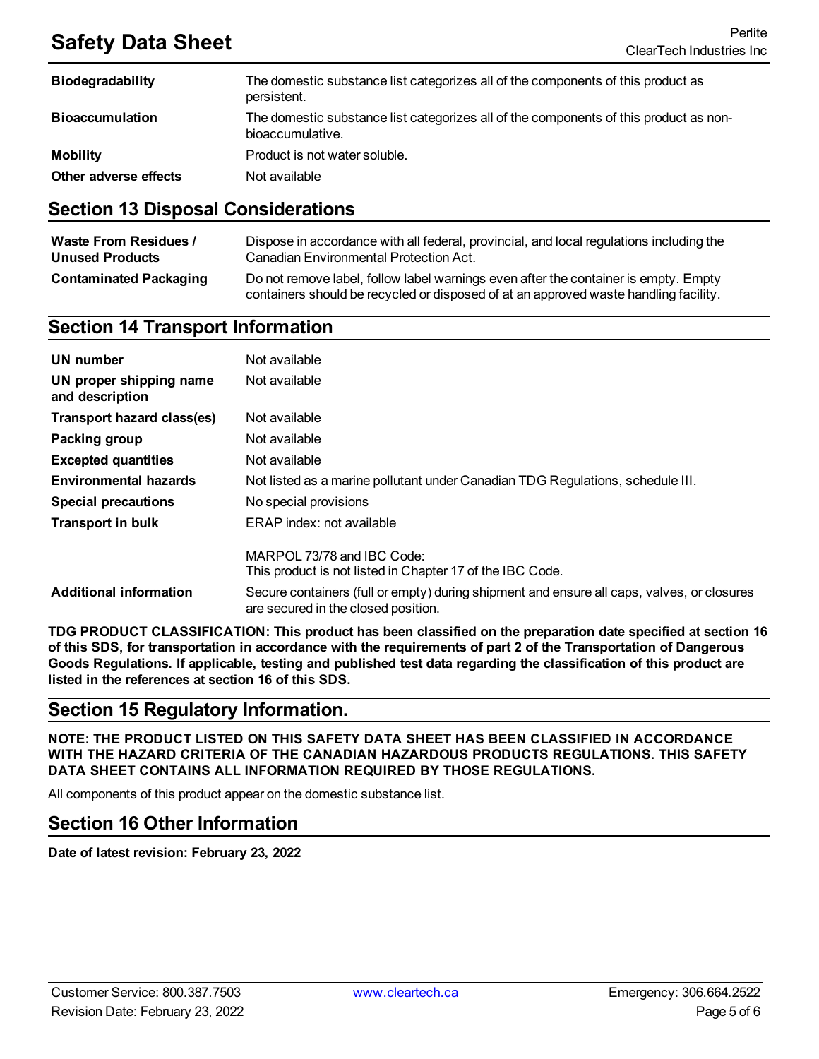| | |
|---|---|
| **Biodegradability** | The domestic substance list categorizes all of the components of this product as persistent. |
| **Bioaccumulation** | The domestic substance list categorizes all of the components of this product as non-bioaccumulative. |
| **Mobility** | Product is not water soluble. |
| **Other adverse effects** | Not available |

## Section 13 Disposal Considerations

| | |
|---|---|
| **Waste From Residues / Unused Products** | Dispose in accordance with all federal, provincial, and local regulations including the Canadian Environmental Protection Act. |
| **Contaminated Packaging** | Do not remove label, follow label warnings even after the container is empty. Empty containers should be recycled or disposed of at an approved waste handling facility. |

## Section 14 Transport Information

| | |
|---|---|
| **UN number** | Not available |
| **UN proper shipping name and description** | Not available |
| **Transport hazard class(es)** | Not available |
| **Packing group** | Not available |
| **Excepted quantities** | Not available |
| **Environmental hazards** | Not listed as a marine pollutant under Canadian TDG Regulations, schedule III. |
| **Special precautions** | No special provisions |
| **Transport in bulk** | ERAP index: not available<br><br>MARPOL 73/78 and IBC Code:<br>This product is not listed in Chapter 17 of the IBC Code. |
| **Additional information** | Secure containers (full or empty) during shipment and ensure all caps, valves, or closures are secured in the closed position. |

**TDG PRODUCT CLASSIFICATION: This product has been classified on the preparation date specified at section 16 of this SDS, for transportation in accordance with the requirements of part 2 of the Transportation of Dangerous Goods Regulations. If applicable, testing and published test data regarding the classification of this product are listed in the references at section 16 of this SDS.**

## Section 15 Regulatory Information.

**NOTE: THE PRODUCT LISTED ON THIS SAFETY DATA SHEET HAS BEEN CLASSIFIED IN ACCORDANCE WITH THE HAZARD CRITERIA OF THE CANADIAN HAZARDOUS PRODUCTS REGULATIONS. THIS SAFETY DATA SHEET CONTAINS ALL INFORMATION REQUIRED BY THOSE REGULATIONS.**

All components of this product appear on the domestic substance list.

## Section 16 Other Information

**Date of latest revision: February 23, 2022**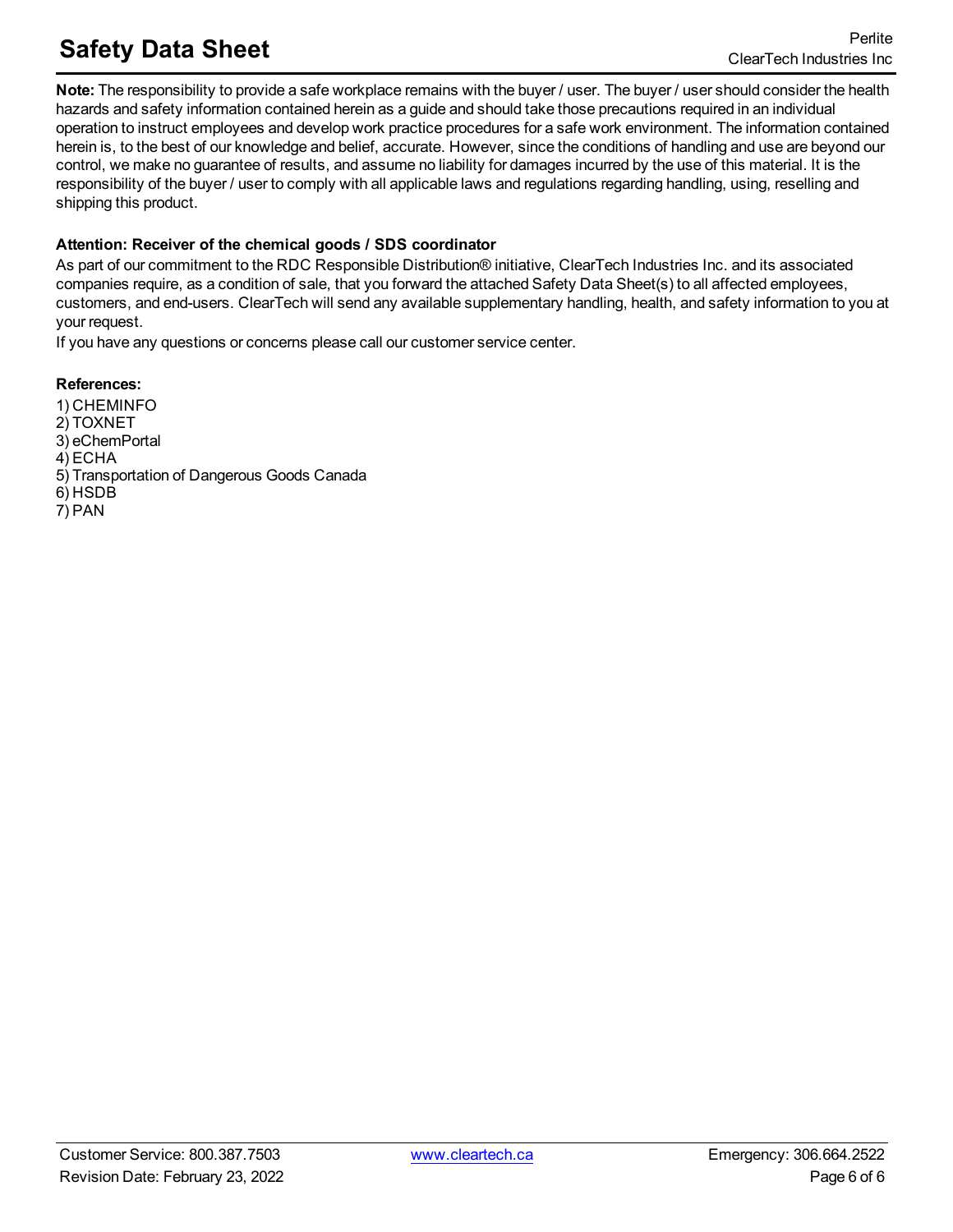**Note:** The responsibility to provide a safe workplace remains with the buyer / user. The buyer / user should consider the health hazards and safety information contained herein as a guide and should take those precautions required in an individual operation to instruct employees and develop work practice procedures for a safe work environment. The information contained herein is, to the best of our knowledge and belief, accurate. However, since the conditions of handling and use are beyond our control, we make no guarantee of results, and assume no liability for damages incurred by the use of this material. It is the responsibility of the buyer / user to comply with all applicable laws and regulations regarding handling, using, reselling and shipping this product.

**Attention: Receiver of the chemical goods / SDS coordinator**

As part of our commitment to the RDC Responsible Distribution® initiative, ClearTech Industries Inc. and its associated companies require, as a condition of sale, that you forward the attached Safety Data Sheet(s) to all affected employees, customers, and end-users. ClearTech will send any available supplementary handling, health, and safety information to you at your request.

If you have any questions or concerns please call our customer service center.

**References:**

1) CHEMINFO
2) TOXNET
3) eChemPortal
4) ECHA
5) Transportation of Dangerous Goods Canada
6) HSDB
7) PAN